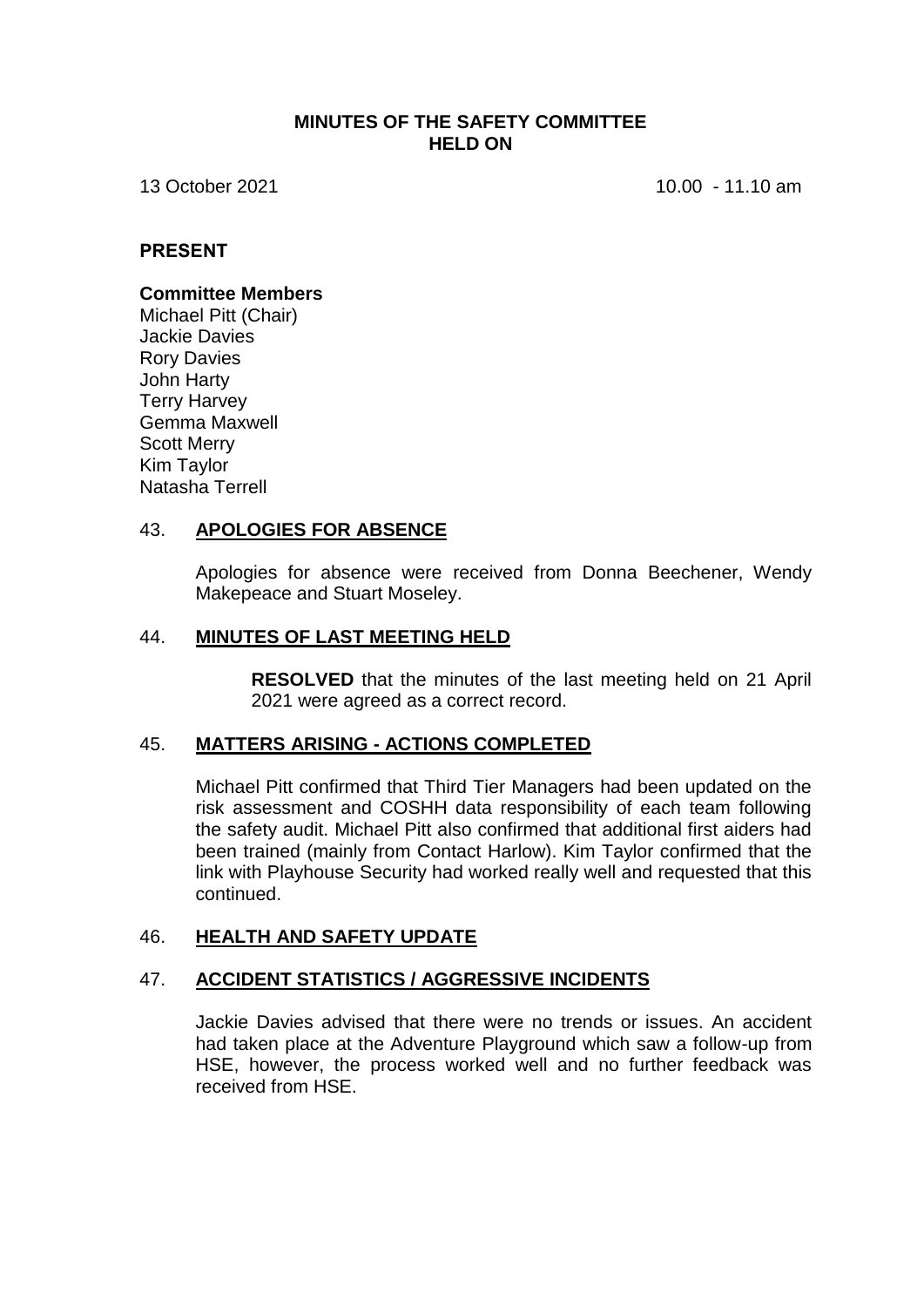# MINUTES OF THE SAFETY COMMITTEE HELD ON

13 October 2021 10.00 - 11.10 am

## PRESENT

**Committee Members**

Michael Pitt (Chair)
Jackie Davies
Rory Davies
John Harty
Terry Harvey
Gemma Maxwell
Scott Merry
Kim Taylor
Natasha Terrell

## 43. APOLOGIES FOR ABSENCE

Apologies for absence were received from Donna Beechener, Wendy Makepeace and Stuart Moseley.

## 44. MINUTES OF LAST MEETING HELD

**RESOLVED** that the minutes of the last meeting held on 21 April 2021 were agreed as a correct record.

## 45. MATTERS ARISING - ACTIONS COMPLETED

Michael Pitt confirmed that Third Tier Managers had been updated on the risk assessment and COSHH data responsibility of each team following the safety audit. Michael Pitt also confirmed that additional first aiders had been trained (mainly from Contact Harlow). Kim Taylor confirmed that the link with Playhouse Security had worked really well and requested that this continued.

## 46. HEALTH AND SAFETY UPDATE

## 47. ACCIDENT STATISTICS / AGGRESSIVE INCIDENTS

Jackie Davies advised that there were no trends or issues. An accident had taken place at the Adventure Playground which saw a follow-up from HSE, however, the process worked well and no further feedback was received from HSE.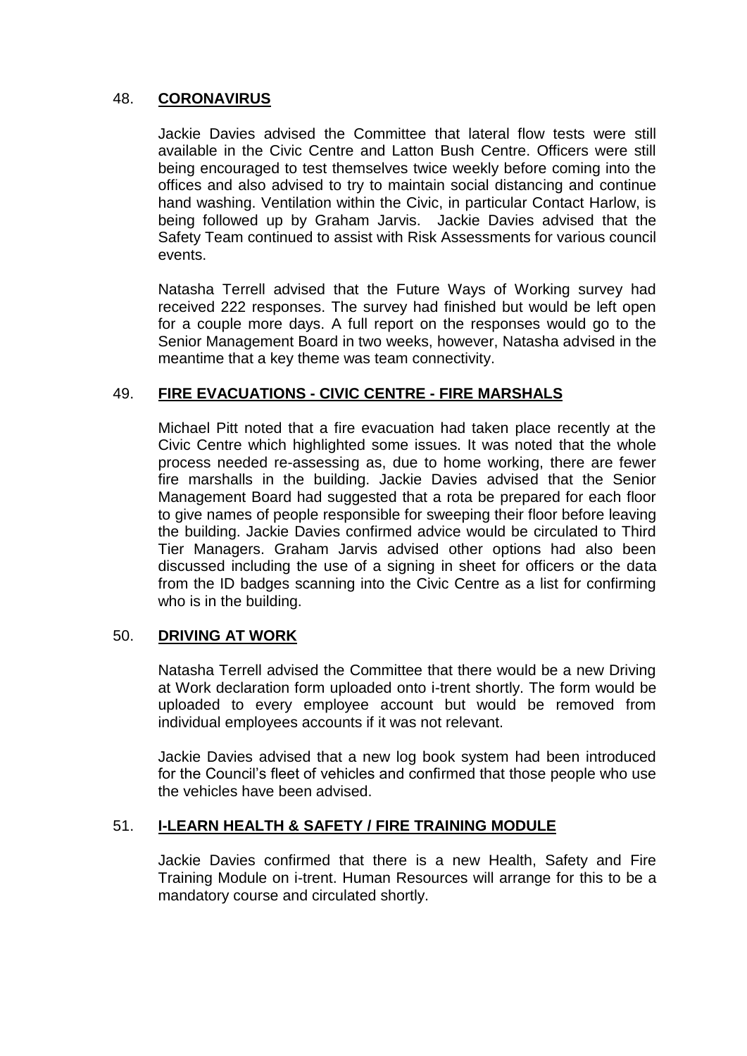## 48. **CORONAVIRUS**

Jackie Davies advised the Committee that lateral flow tests were still available in the Civic Centre and Latton Bush Centre. Officers were still being encouraged to test themselves twice weekly before coming into the offices and also advised to try to maintain social distancing and continue hand washing. Ventilation within the Civic, in particular Contact Harlow, is being followed up by Graham Jarvis. Jackie Davies advised that the Safety Team continued to assist with Risk Assessments for various council events.

Natasha Terrell advised that the Future Ways of Working survey had received 222 responses. The survey had finished but would be left open for a couple more days. A full report on the responses would go to the Senior Management Board in two weeks, however, Natasha advised in the meantime that a key theme was team connectivity.

## 49. **FIRE EVACUATIONS - CIVIC CENTRE - FIRE MARSHALS**

Michael Pitt noted that a fire evacuation had taken place recently at the Civic Centre which highlighted some issues. It was noted that the whole process needed re-assessing as, due to home working, there are fewer fire marshalls in the building. Jackie Davies advised that the Senior Management Board had suggested that a rota be prepared for each floor to give names of people responsible for sweeping their floor before leaving the building. Jackie Davies confirmed advice would be circulated to Third Tier Managers. Graham Jarvis advised other options had also been discussed including the use of a signing in sheet for officers or the data from the ID badges scanning into the Civic Centre as a list for confirming who is in the building.

## 50. **DRIVING AT WORK**

Natasha Terrell advised the Committee that there would be a new Driving at Work declaration form uploaded onto i-trent shortly. The form would be uploaded to every employee account but would be removed from individual employees accounts if it was not relevant.

Jackie Davies advised that a new log book system had been introduced for the Council's fleet of vehicles and confirmed that those people who use the vehicles have been advised.

## 51. **I-LEARN HEALTH & SAFETY / FIRE TRAINING MODULE**

Jackie Davies confirmed that there is a new Health, Safety and Fire Training Module on i-trent. Human Resources will arrange for this to be a mandatory course and circulated shortly.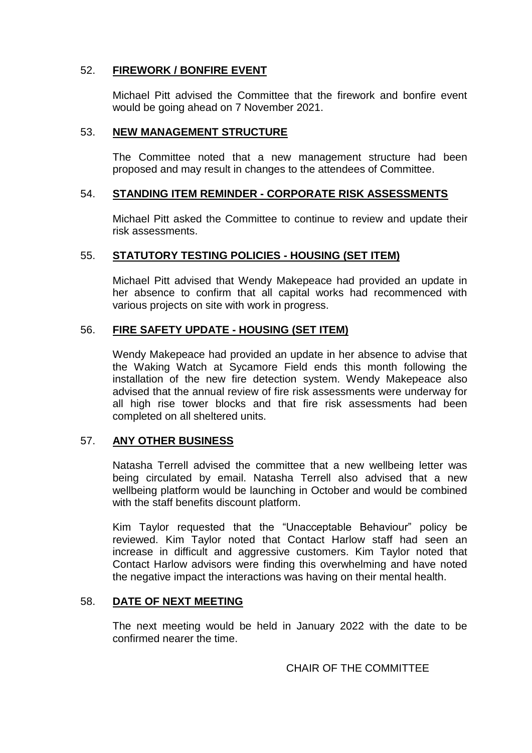## 52. **FIREWORK / BONFIRE EVENT**

Michael Pitt advised the Committee that the firework and bonfire event would be going ahead on 7 November 2021.

## 53. **NEW MANAGEMENT STRUCTURE**

The Committee noted that a new management structure had been proposed and may result in changes to the attendees of Committee.

## 54. **STANDING ITEM REMINDER - CORPORATE RISK ASSESSMENTS**

Michael Pitt asked the Committee to continue to review and update their risk assessments.

## 55. **STATUTORY TESTING POLICIES - HOUSING (SET ITEM)**

Michael Pitt advised that Wendy Makepeace had provided an update in her absence to confirm that all capital works had recommenced with various projects on site with work in progress.

## 56. **FIRE SAFETY UPDATE - HOUSING (SET ITEM)**

Wendy Makepeace had provided an update in her absence to advise that the Waking Watch at Sycamore Field ends this month following the installation of the new fire detection system. Wendy Makepeace also advised that the annual review of fire risk assessments were underway for all high rise tower blocks and that fire risk assessments had been completed on all sheltered units.

## 57. **ANY OTHER BUSINESS**

Natasha Terrell advised the committee that a new wellbeing letter was being circulated by email. Natasha Terrell also advised that a new wellbeing platform would be launching in October and would be combined with the staff benefits discount platform.

Kim Taylor requested that the "Unacceptable Behaviour" policy be reviewed. Kim Taylor noted that Contact Harlow staff had seen an increase in difficult and aggressive customers. Kim Taylor noted that Contact Harlow advisors were finding this overwhelming and have noted the negative impact the interactions was having on their mental health.

## 58. **DATE OF NEXT MEETING**

The next meeting would be held in January 2022 with the date to be confirmed nearer the time.

CHAIR OF THE COMMITTEE